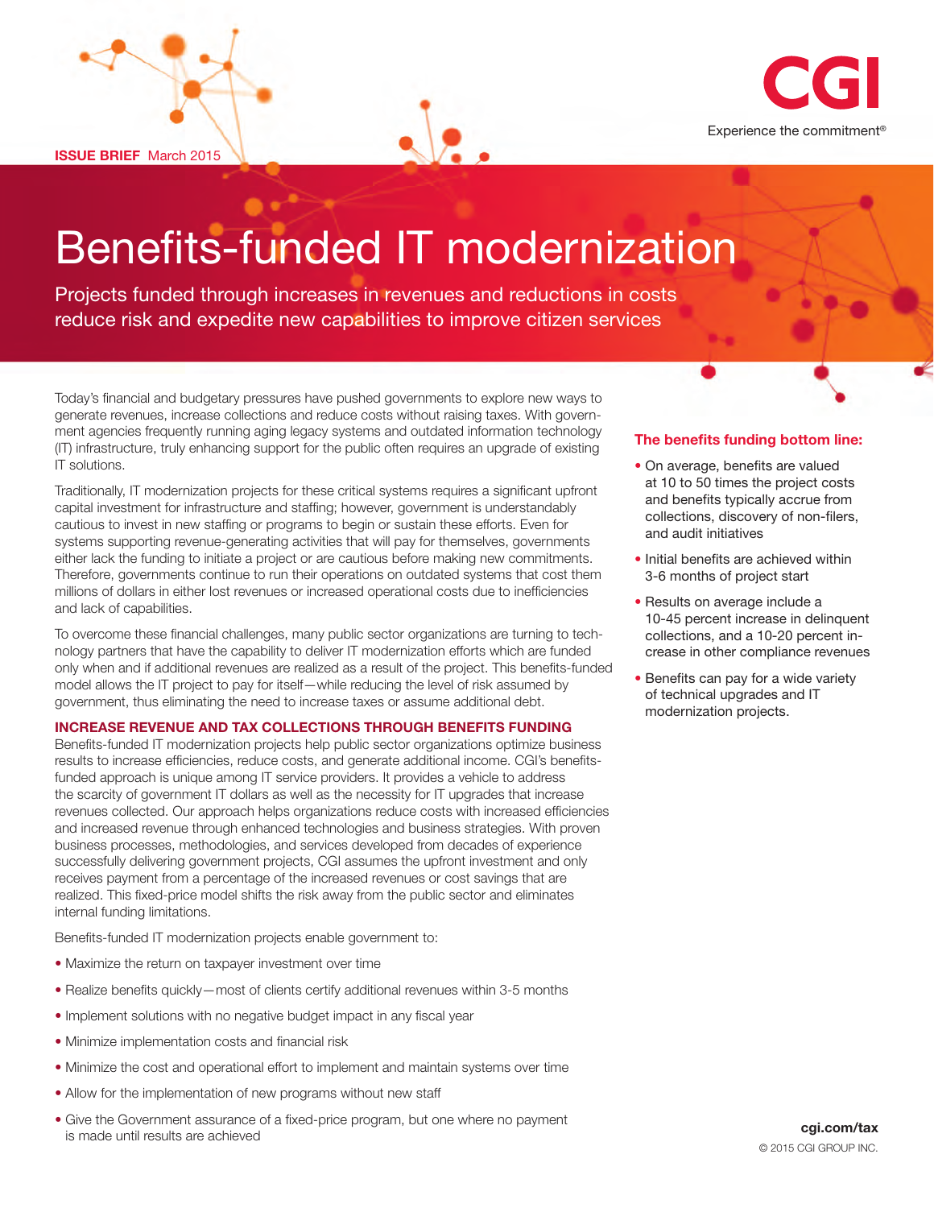ISSUE BRIEF March 2015

# Benefits-funded IT modernization

## Projects funded through increases in revenues and reductions in costs reduce risk and expedite new capabilities to improve citizen services

Today's financial and budgetary pressures have pushed governments to explore new ways to generate revenues, increase collections and reduce costs without raising taxes. With government agencies frequently running aging legacy systems and outdated information technology (IT) infrastructure, truly enhancing support for the public often requires an upgrade of existing IT solutions.

Traditionally, IT modernization projects for these critical systems requires a significant upfront capital investment for infrastructure and staffing; however, government is understandably cautious to invest in new staffing or programs to begin or sustain these efforts. Even for systems supporting revenue-generating activities that will pay for themselves, governments either lack the funding to initiate a project or are cautious before making new commitments. Therefore, governments continue to run their operations on outdated systems that cost them millions of dollars in either lost revenues or increased operational costs due to inefficiencies and lack of capabilities.

To overcome these financial challenges, many public sector organizations are turning to technology partners that have the capability to deliver IT modernization efforts which are funded only when and if additional revenues are realized as a result of the project. This benefits-funded model allows the IT project to pay for itself—while reducing the level of risk assumed by government, thus eliminating the need to increase taxes or assume additional debt.

### INCREASE REVENUE AND TAX COLLECTIONS THROUGH BENEFITS FUNDING

Benefits-funded IT modernization projects help public sector organizations optimize business results to increase efficiencies, reduce costs, and generate additional income. CGI's benefits-funded approach is unique among IT service providers. It provides a vehicle to address the scarcity of government IT dollars as well as the necessity for IT upgrades that increase revenues collected. Our approach helps organizations reduce costs with increased efficiencies and increased revenue through enhanced technologies and business strategies. With proven business processes, methodologies, and services developed from decades of experience successfully delivering government projects, CGI assumes the upfront investment and only receives payment from a percentage of the increased revenues or cost savings that are realized. This fixed-price model shifts the risk away from the public sector and eliminates internal funding limitations.

Benefits-funded IT modernization projects enable government to:

- Maximize the return on taxpayer investment over time
- Realize benefits quickly—most of clients certify additional revenues within 3-5 months
- Implement solutions with no negative budget impact in any fiscal year
- Minimize implementation costs and financial risk
- Minimize the cost and operational effort to implement and maintain systems over time
- Allow for the implementation of new programs without new staff
- Give the Government assurance of a fixed-price program, but one where no payment is made until results are achieved

### The benefits funding bottom line:

- On average, benefits are valued at 10 to 50 times the project costs and benefits typically accrue from collections, discovery of non-filers, and audit initiatives
- Initial benefits are achieved within 3-6 months of project start
- Results on average include a 10-45 percent increase in delinquent collections, and a 10-20 percent increase in other compliance revenues
- Benefits can pay for a wide variety of technical upgrades and IT modernization projects.

cgi.com/tax

© 2015 CGI GROUP INC.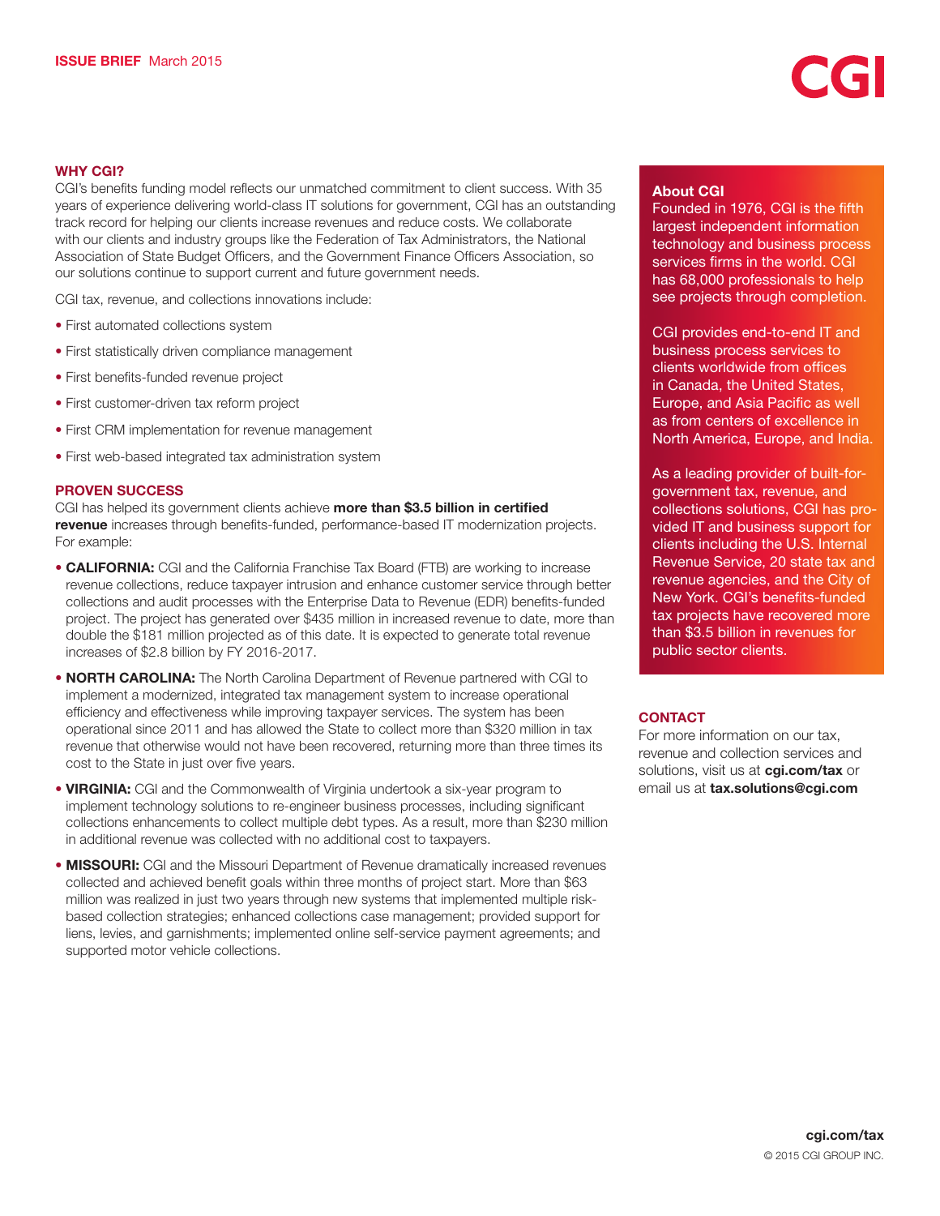ISSUE BRIEF March 2015

## WHY CGI?

CGI's benefits funding model reflects our unmatched commitment to client success. With 35 years of experience delivering world-class IT solutions for government, CGI has an outstanding track record for helping our clients increase revenues and reduce costs. We collaborate with our clients and industry groups like the Federation of Tax Administrators, the National Association of State Budget Officers, and the Government Finance Officers Association, so our solutions continue to support current and future government needs.

CGI tax, revenue, and collections innovations include:

- First automated collections system
- First statistically driven compliance management
- First benefits-funded revenue project
- First customer-driven tax reform project
- First CRM implementation for revenue management
- First web-based integrated tax administration system

## PROVEN SUCCESS

CGI has helped its government clients achieve **more than $3.5 billion in certified revenue** increases through benefits-funded, performance-based IT modernization projects. For example:

- **CALIFORNIA:** CGI and the California Franchise Tax Board (FTB) are working to increase revenue collections, reduce taxpayer intrusion and enhance customer service through better collections and audit processes with the Enterprise Data to Revenue (EDR) benefits-funded project. The project has generated over $435 million in increased revenue to date, more than double the $181 million projected as of this date. It is expected to generate total revenue increases of $2.8 billion by FY 2016-2017.
- **NORTH CAROLINA:** The North Carolina Department of Revenue partnered with CGI to implement a modernized, integrated tax management system to increase operational efficiency and effectiveness while improving taxpayer services. The system has been operational since 2011 and has allowed the State to collect more than $320 million in tax revenue that otherwise would not have been recovered, returning more than three times its cost to the State in just over five years.
- **VIRGINIA:** CGI and the Commonwealth of Virginia undertook a six-year program to implement technology solutions to re-engineer business processes, including significant collections enhancements to collect multiple debt types. As a result, more than $230 million in additional revenue was collected with no additional cost to taxpayers.
- **MISSOURI:** CGI and the Missouri Department of Revenue dramatically increased revenues collected and achieved benefit goals within three months of project start. More than $63 million was realized in just two years through new systems that implemented multiple risk-based collection strategies; enhanced collections case management; provided support for liens, levies, and garnishments; implemented online self-service payment agreements; and supported motor vehicle collections.

### About CGI

Founded in 1976, CGI is the fifth largest independent information technology and business process services firms in the world. CGI has 68,000 professionals to help see projects through completion.

CGI provides end-to-end IT and business process services to clients worldwide from offices in Canada, the United States, Europe, and Asia Pacific as well as from centers of excellence in North America, Europe, and India.

As a leading provider of built-for-government tax, revenue, and collections solutions, CGI has provided IT and business support for clients including the U.S. Internal Revenue Service, 20 state tax and revenue agencies, and the City of New York. CGI's benefits-funded tax projects have recovered more than $3.5 billion in revenues for public sector clients.

## CONTACT

For more information on our tax, revenue and collection services and solutions, visit us at **cgi.com/tax** or email us at **tax.solutions@cgi.com**

**cgi.com/tax**

© 2015 CGI GROUP INC.